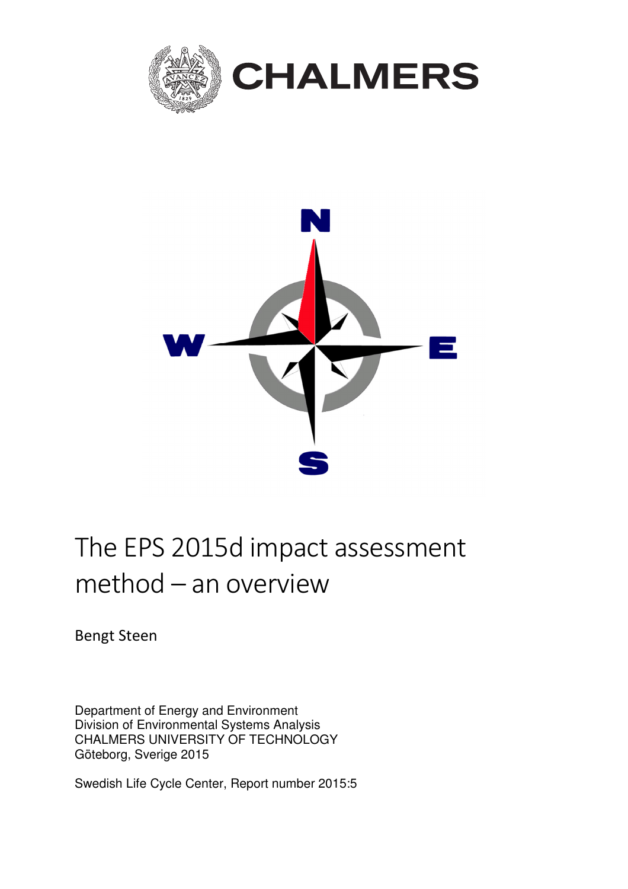CHALMERS

# The EPS 2015d impact assessment method – an overview

Bengt Steen

Department of Energy and Environment
Division of Environmental Systems Analysis
CHALMERS UNIVERSITY OF TECHNOLOGY
Göteborg, Sverige 2015

Swedish Life Cycle Center, Report number 2015:5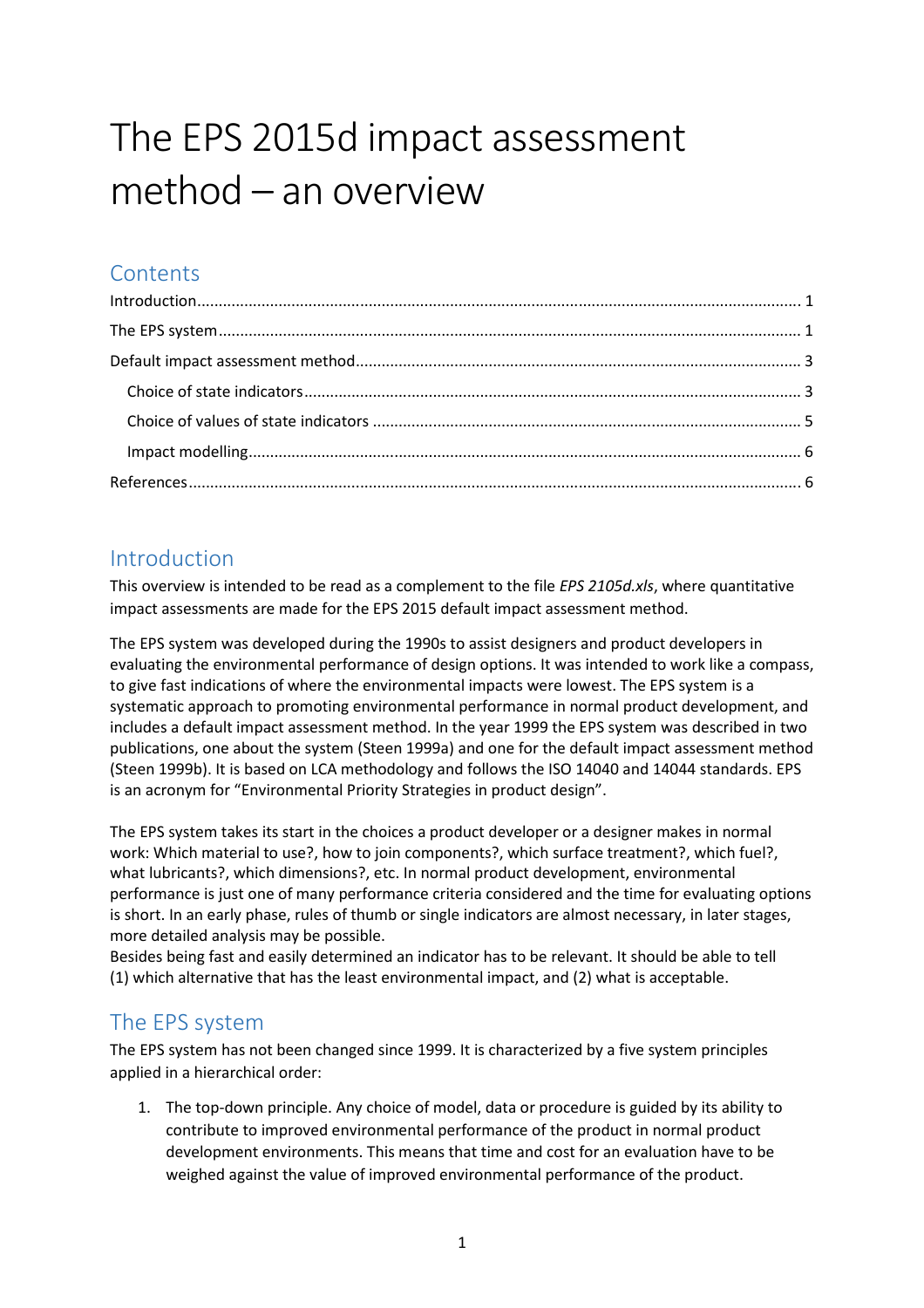# The EPS 2015d impact assessment method – an overview

## Contents

Introduction........................................................................................................................................ 1

The EPS system.................................................................................................................................... 1

Default impact assessment method.................................................................................................... 3

Choice of state indicators.............................................................................................................. 3

Choice of values of state indicators .............................................................................................. 5

Impact modelling........................................................................................................................... 6

References........................................................................................................................................... 6

## Introduction

This overview is intended to be read as a complement to the file *EPS 2105d.xls*, where quantitative impact assessments are made for the EPS 2015 default impact assessment method.

The EPS system was developed during the 1990s to assist designers and product developers in evaluating the environmental performance of design options. It was intended to work like a compass, to give fast indications of where the environmental impacts were lowest. The EPS system is a systematic approach to promoting environmental performance in normal product development, and includes a default impact assessment method. In the year 1999 the EPS system was described in two publications, one about the system (Steen 1999a) and one for the default impact assessment method (Steen 1999b). It is based on LCA methodology and follows the ISO 14040 and 14044 standards. EPS is an acronym for "Environmental Priority Strategies in product design".

The EPS system takes its start in the choices a product developer or a designer makes in normal work: Which material to use?, how to join components?, which surface treatment?, which fuel?, what lubricants?, which dimensions?, etc. In normal product development, environmental performance is just one of many performance criteria considered and the time for evaluating options is short. In an early phase, rules of thumb or single indicators are almost necessary, in later stages, more detailed analysis may be possible.
Besides being fast and easily determined an indicator has to be relevant. It should be able to tell (1) which alternative that has the least environmental impact, and (2) what is acceptable.

## The EPS system

The EPS system has not been changed since 1999. It is characterized by a five system principles applied in a hierarchical order:

1. The top-down principle. Any choice of model, data or procedure is guided by its ability to contribute to improved environmental performance of the product in normal product development environments. This means that time and cost for an evaluation have to be weighed against the value of improved environmental performance of the product.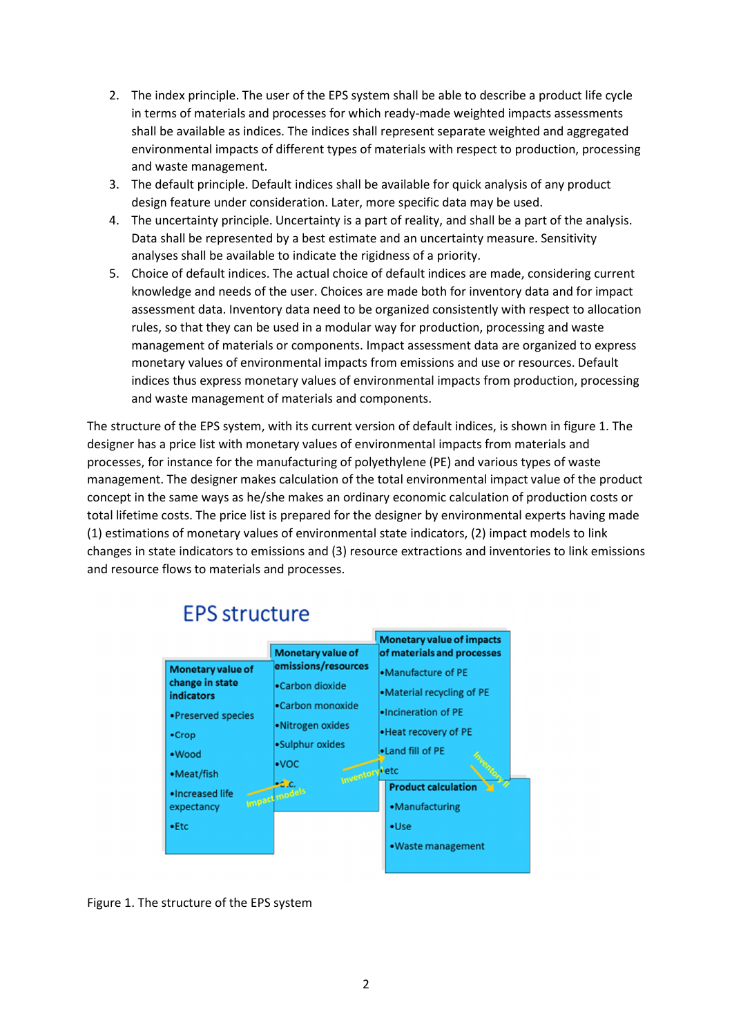2. The index principle. The user of the EPS system shall be able to describe a product life cycle in terms of materials and processes for which ready-made weighted impacts assessments shall be available as indices. The indices shall represent separate weighted and aggregated environmental impacts of different types of materials with respect to production, processing and waste management.
3. The default principle. Default indices shall be available for quick analysis of any product design feature under consideration. Later, more specific data may be used.
4. The uncertainty principle. Uncertainty is a part of reality, and shall be a part of the analysis. Data shall be represented by a best estimate and an uncertainty measure. Sensitivity analyses shall be available to indicate the rigidness of a priority.
5. Choice of default indices. The actual choice of default indices are made, considering current knowledge and needs of the user. Choices are made both for inventory data and for impact assessment data. Inventory data need to be organized consistently with respect to allocation rules, so that they can be used in a modular way for production, processing and waste management of materials or components. Impact assessment data are organized to express monetary values of environmental impacts from emissions and use or resources. Default indices thus express monetary values of environmental impacts from production, processing and waste management of materials and components.

The structure of the EPS system, with its current version of default indices, is shown in figure 1. The designer has a price list with monetary values of environmental impacts from materials and processes, for instance for the manufacturing of polyethylene (PE) and various types of waste management. The designer makes calculation of the total environmental impact value of the product concept in the same ways as he/she makes an ordinary economic calculation of production costs or total lifetime costs. The price list is prepared for the designer by environmental experts having made (1) estimations of monetary values of environmental state indicators, (2) impact models to link changes in state indicators to emissions and (3) resource extractions and inventories to link emissions and resource flows to materials and processes.

**EPS structure**

- **Monetary value of change in state indicators**: Preserved species; Crop; Wood; Meat/fish; Increased life expectancy; Etc
- *Impact models* →
- **Monetary value of emissions/resources**: Carbon dioxide; Carbon monoxide; Nitrogen oxides; Sulphur oxides; VOC; Etc.
- *Inventory I* →
- **Monetary value of impacts of materials and processes**: Manufacture of PE; Material recycling of PE; Incineration of PE; Heat recovery of PE; Land fill of PE; etc
- *Inventory II* →
- **Product calculation**: Manufacturing; Use; Waste management

Figure 1. The structure of the EPS system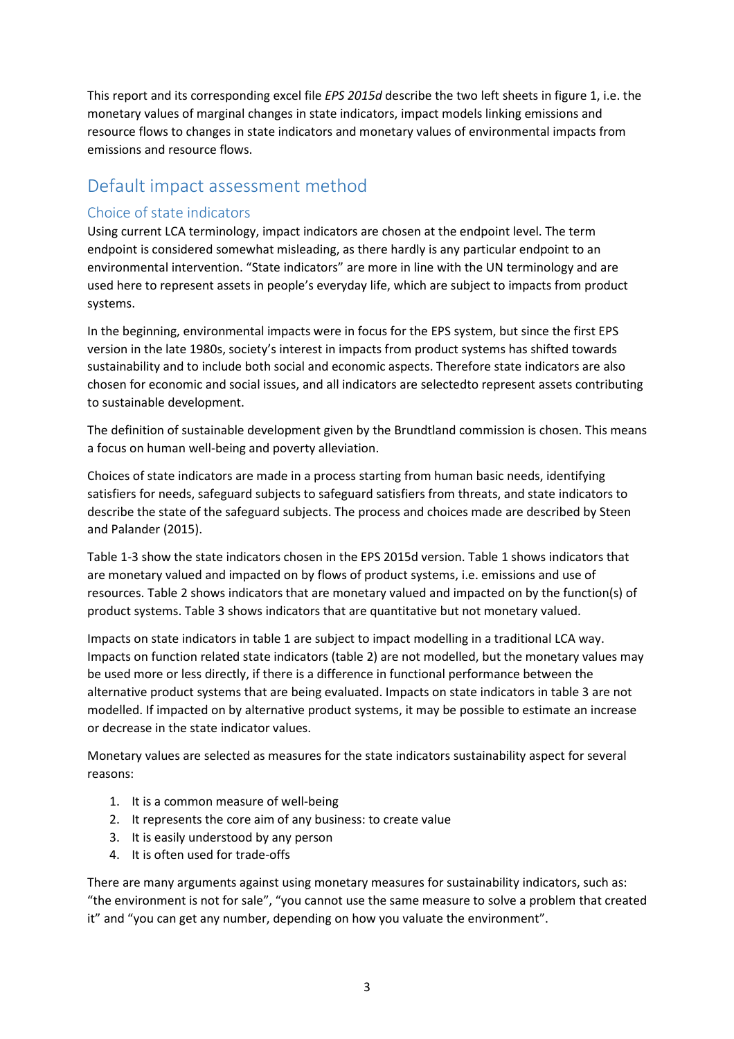This report and its corresponding excel file *EPS 2015d* describe the two left sheets in figure 1, i.e. the monetary values of marginal changes in state indicators, impact models linking emissions and resource flows to changes in state indicators and monetary values of environmental impacts from emissions and resource flows.

# Default impact assessment method

## Choice of state indicators

Using current LCA terminology, impact indicators are chosen at the endpoint level. The term endpoint is considered somewhat misleading, as there hardly is any particular endpoint to an environmental intervention. "State indicators" are more in line with the UN terminology and are used here to represent assets in people's everyday life, which are subject to impacts from product systems.

In the beginning, environmental impacts were in focus for the EPS system, but since the first EPS version in the late 1980s, society's interest in impacts from product systems has shifted towards sustainability and to include both social and economic aspects. Therefore state indicators are also chosen for economic and social issues, and all indicators are selectedto represent assets contributing to sustainable development.

The definition of sustainable development given by the Brundtland commission is chosen. This means a focus on human well-being and poverty alleviation.

Choices of state indicators are made in a process starting from human basic needs, identifying satisfiers for needs, safeguard subjects to safeguard satisfiers from threats, and state indicators to describe the state of the safeguard subjects. The process and choices made are described by Steen and Palander (2015).

Table 1-3 show the state indicators chosen in the EPS 2015d version. Table 1 shows indicators that are monetary valued and impacted on by flows of product systems, i.e. emissions and use of resources. Table 2 shows indicators that are monetary valued and impacted on by the function(s) of product systems. Table 3 shows indicators that are quantitative but not monetary valued.

Impacts on state indicators in table 1 are subject to impact modelling in a traditional LCA way. Impacts on function related state indicators (table 2) are not modelled, but the monetary values may be used more or less directly, if there is a difference in functional performance between the alternative product systems that are being evaluated. Impacts on state indicators in table 3 are not modelled. If impacted on by alternative product systems, it may be possible to estimate an increase or decrease in the state indicator values.

Monetary values are selected as measures for the state indicators sustainability aspect for several reasons:

1. It is a common measure of well-being
2. It represents the core aim of any business: to create value
3. It is easily understood by any person
4. It is often used for trade-offs

There are many arguments against using monetary measures for sustainability indicators, such as: "the environment is not for sale", "you cannot use the same measure to solve a problem that created it" and "you can get any number, depending on how you valuate the environment".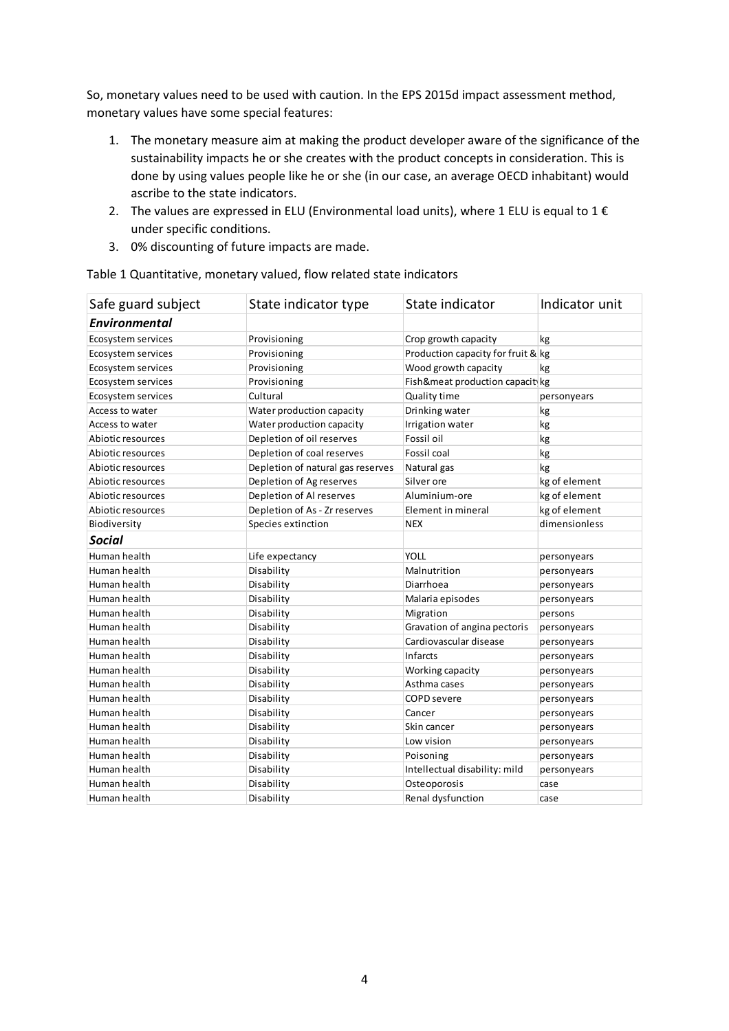So, monetary values need to be used with caution. In the EPS 2015d impact assessment method, monetary values have some special features:

1. The monetary measure aim at making the product developer aware of the significance of the sustainability impacts he or she creates with the product concepts in consideration. This is done by using values people like he or she (in our case, an average OECD inhabitant) would ascribe to the state indicators.
2. The values are expressed in ELU (Environmental load units), where 1 ELU is equal to 1 € under specific conditions.
3. 0% discounting of future impacts are made.

Table 1 Quantitative, monetary valued, flow related state indicators

| Safe guard subject | State indicator type | State indicator | Indicator unit |
|---|---|---|---|
| ***Environmental*** | | | |
| Ecosystem services | Provisioning | Crop growth capacity | kg |
| Ecosystem services | Provisioning | Production capacity for fruit & | kg |
| Ecosystem services | Provisioning | Wood growth capacity | kg |
| Ecosystem services | Provisioning | Fish&meat production capacity | kg |
| Ecosystem services | Cultural | Quality time | personyears |
| Access to water | Water production capacity | Drinking water | kg |
| Access to water | Water production capacity | Irrigation water | kg |
| Abiotic resources | Depletion of oil reserves | Fossil oil | kg |
| Abiotic resources | Depletion of coal reserves | Fossil coal | kg |
| Abiotic resources | Depletion of natural gas reserves | Natural gas | kg |
| Abiotic resources | Depletion of Ag reserves | Silver ore | kg of element |
| Abiotic resources | Depletion of Al reserves | Aluminium-ore | kg of element |
| Abiotic resources | Depletion of As - Zr reserves | Element in mineral | kg of element |
| Biodiversity | Species extinction | NEX | dimensionless |
| ***Social*** | | | |
| Human health | Life expectancy | YOLL | personyears |
| Human health | Disability | Malnutrition | personyears |
| Human health | Disability | Diarrhoea | personyears |
| Human health | Disability | Malaria episodes | personyears |
| Human health | Disability | Migration | persons |
| Human health | Disability | Gravation of angina pectoris | personyears |
| Human health | Disability | Cardiovascular disease | personyears |
| Human health | Disability | Infarcts | personyears |
| Human health | Disability | Working capacity | personyears |
| Human health | Disability | Asthma cases | personyears |
| Human health | Disability | COPD severe | personyears |
| Human health | Disability | Cancer | personyears |
| Human health | Disability | Skin cancer | personyears |
| Human health | Disability | Low vision | personyears |
| Human health | Disability | Poisoning | personyears |
| Human health | Disability | Intellectual disability: mild | personyears |
| Human health | Disability | Osteoporosis | case |
| Human health | Disability | Renal dysfunction | case |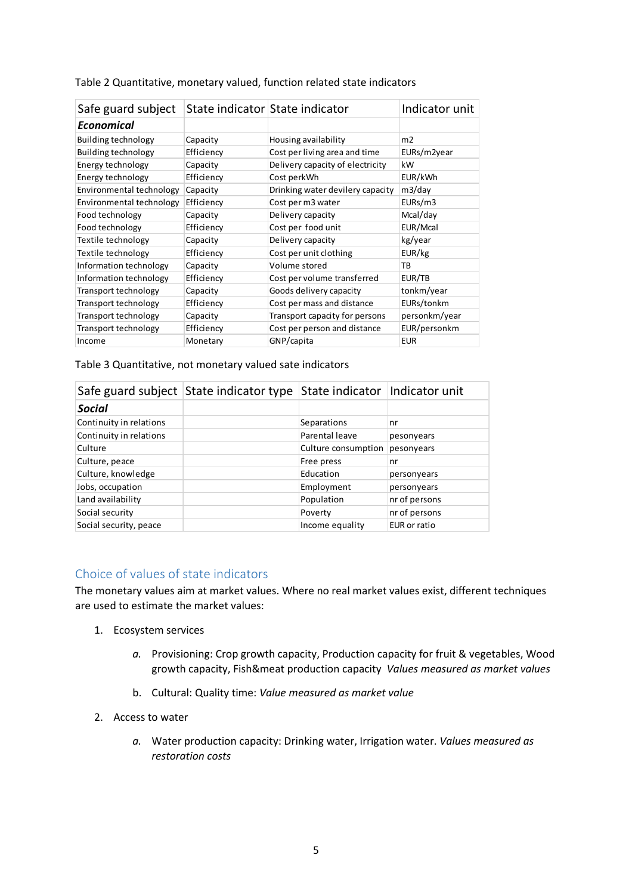Table 2 Quantitative, monetary valued, function related state indicators

| Safe guard subject | State indicator | State indicator | Indicator unit |
|---|---|---|---|
| ***Economical*** | | | |
| Building technology | Capacity | Housing availability | m2 |
| Building technology | Efficiency | Cost per living area and time | EURs/m2year |
| Energy technology | Capacity | Delivery capacity of electricity | kW |
| Energy technology | Efficiency | Cost perkWh | EUR/kWh |
| Environmental technology | Capacity | Drinking water devilery capacity | m3/day |
| Environmental technology | Efficiency | Cost per m3 water | EURs/m3 |
| Food technology | Capacity | Delivery capacity | Mcal/day |
| Food technology | Efficiency | Cost per food unit | EUR/Mcal |
| Textile technology | Capacity | Delivery capacity | kg/year |
| Textile technology | Efficiency | Cost per unit clothing | EUR/kg |
| Information technology | Capacity | Volume stored | TB |
| Information technology | Efficiency | Cost per volume transferred | EUR/TB |
| Transport technology | Capacity | Goods delivery capacity | tonkm/year |
| Transport technology | Efficiency | Cost per mass and distance | EURs/tonkm |
| Transport technology | Capacity | Transport capacity for persons | personkm/year |
| Transport technology | Efficiency | Cost per person and distance | EUR/personkm |
| Income | Monetary | GNP/capita | EUR |

Table 3 Quantitative, not monetary valued sate indicators

| Safe guard subject | State indicator type | State indicator | Indicator unit |
|---|---|---|---|
| ***Social*** | | | |
| Continuity in relations | | Separations | nr |
| Continuity in relations | | Parental leave | pesonyears |
| Culture | | Culture consumption | pesonyears |
| Culture, peace | | Free press | nr |
| Culture, knowledge | | Education | personyears |
| Jobs, occupation | | Employment | personyears |
| Land availability | | Population | nr of persons |
| Social security | | Poverty | nr of persons |
| Social security, peace | | Income equality | EUR or ratio |

## Choice of values of state indicators

The monetary values aim at market values. Where no real market values exist, different techniques are used to estimate the market values:

1. Ecosystem services
   a. Provisioning: Crop growth capacity, Production capacity for fruit & vegetables, Wood growth capacity, Fish&meat production capacity *Values measured as market values*
   b. Cultural: Quality time: *Value measured as market value*
2. Access to water
   a. Water production capacity: Drinking water, Irrigation water. *Values measured as restoration costs*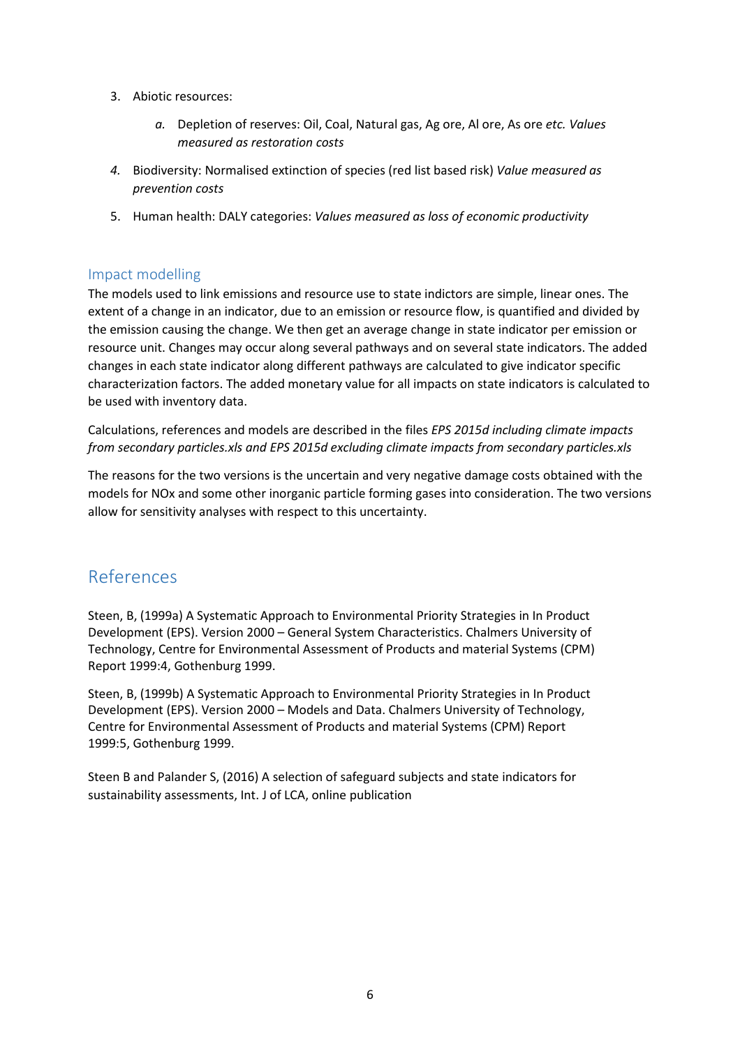3. Abiotic resources:

   a. Depletion of reserves: Oil, Coal, Natural gas, Ag ore, Al ore, As ore *etc. Values measured as restoration costs*

4. Biodiversity: Normalised extinction of species (red list based risk) *Value measured as prevention costs*

5. Human health: DALY categories: *Values measured as loss of economic productivity*

## Impact modelling

The models used to link emissions and resource use to state indictors are simple, linear ones. The extent of a change in an indicator, due to an emission or resource flow, is quantified and divided by the emission causing the change. We then get an average change in state indicator per emission or resource unit. Changes may occur along several pathways and on several state indicators. The added changes in each state indicator along different pathways are calculated to give indicator specific characterization factors. The added monetary value for all impacts on state indicators is calculated to be used with inventory data.

Calculations, references and models are described in the files *EPS 2015d including climate impacts from secondary particles.xls and EPS 2015d excluding climate impacts from secondary particles.xls*

The reasons for the two versions is the uncertain and very negative damage costs obtained with the models for NOx and some other inorganic particle forming gases into consideration. The two versions allow for sensitivity analyses with respect to this uncertainty.

# References

Steen, B, (1999a) A Systematic Approach to Environmental Priority Strategies in In Product Development (EPS). Version 2000 – General System Characteristics. Chalmers University of Technology, Centre for Environmental Assessment of Products and material Systems (CPM) Report 1999:4, Gothenburg 1999.

Steen, B, (1999b) A Systematic Approach to Environmental Priority Strategies in In Product Development (EPS). Version 2000 – Models and Data. Chalmers University of Technology, Centre for Environmental Assessment of Products and material Systems (CPM) Report 1999:5, Gothenburg 1999.

Steen B and Palander S, (2016) A selection of safeguard subjects and state indicators for sustainability assessments, Int. J of LCA, online publication